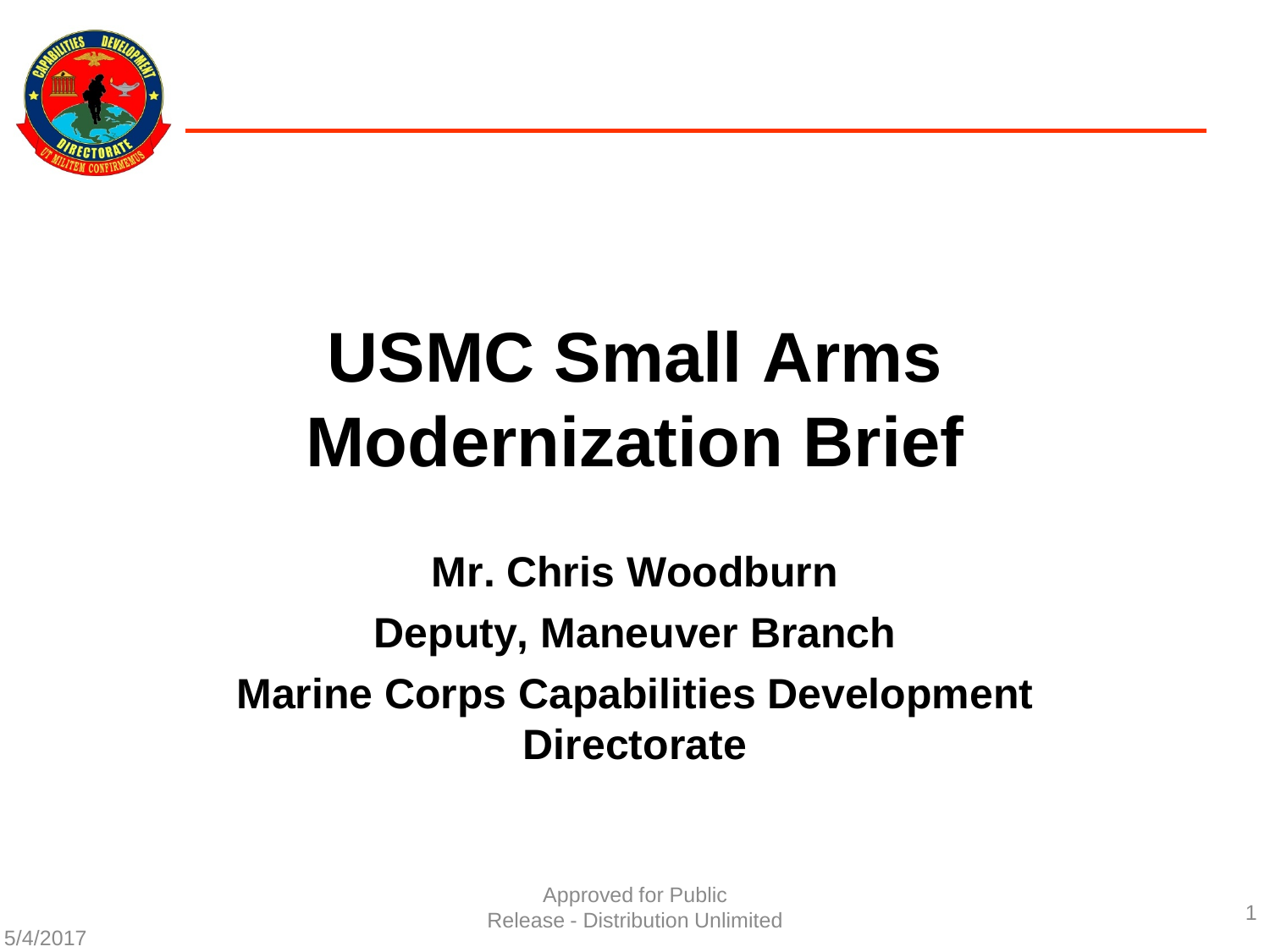# USMC Small Arms Modernization Brief

**Mr. Chris Woodburn**

**Deputy, Maneuver Branch**

**Marine Corps Capabilities Development Directorate**

Approved for Public Release - Distribution Unlimited

5/4/2017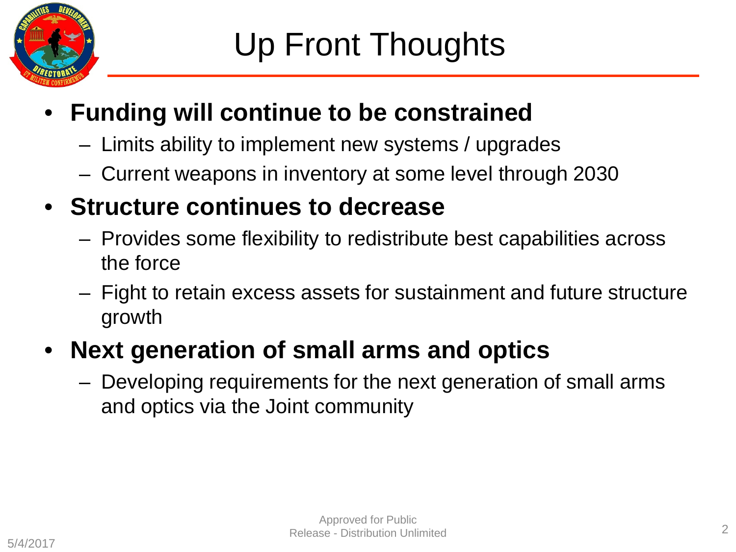# Up Front Thoughts

- **Funding will continue to be constrained**
  - Limits ability to implement new systems / upgrades
  - Current weapons in inventory at some level through 2030
- **Structure continues to decrease**
  - Provides some flexibility to redistribute best capabilities across the force
  - Fight to retain excess assets for sustainment and future structure growth
- **Next generation of small arms and optics**
  - Developing requirements for the next generation of small arms and optics via the Joint community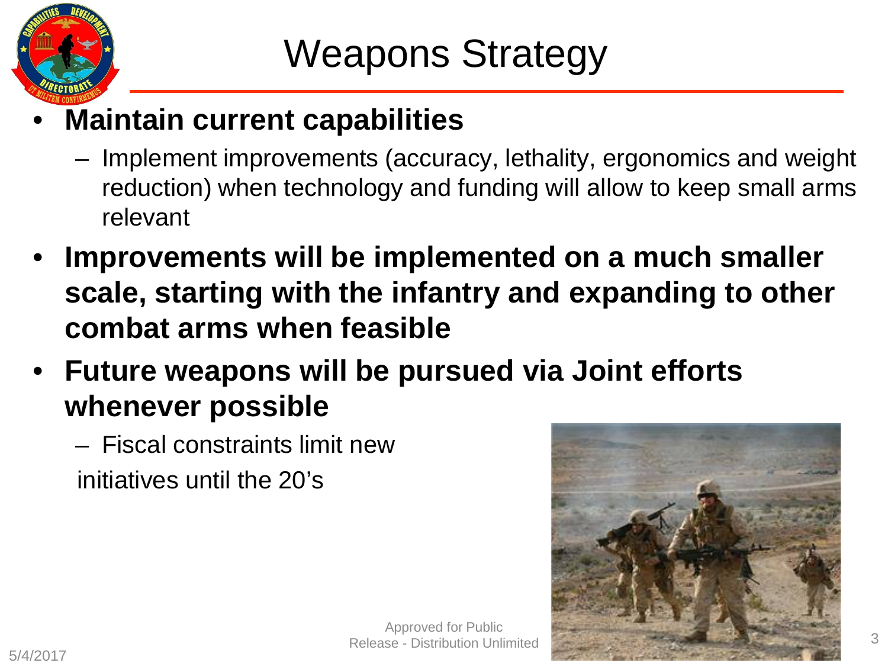# Weapons Strategy

- **Maintain current capabilities**
  - Implement improvements (accuracy, lethality, ergonomics and weight reduction) when technology and funding will allow to keep small arms relevant
- **Improvements will be implemented on a much smaller scale, starting with the infantry and expanding to other combat arms when feasible**
- **Future weapons will be pursued via Joint efforts whenever possible**
  - Fiscal constraints limit new initiatives until the 20's

Approved for Public Release - Distribution Unlimited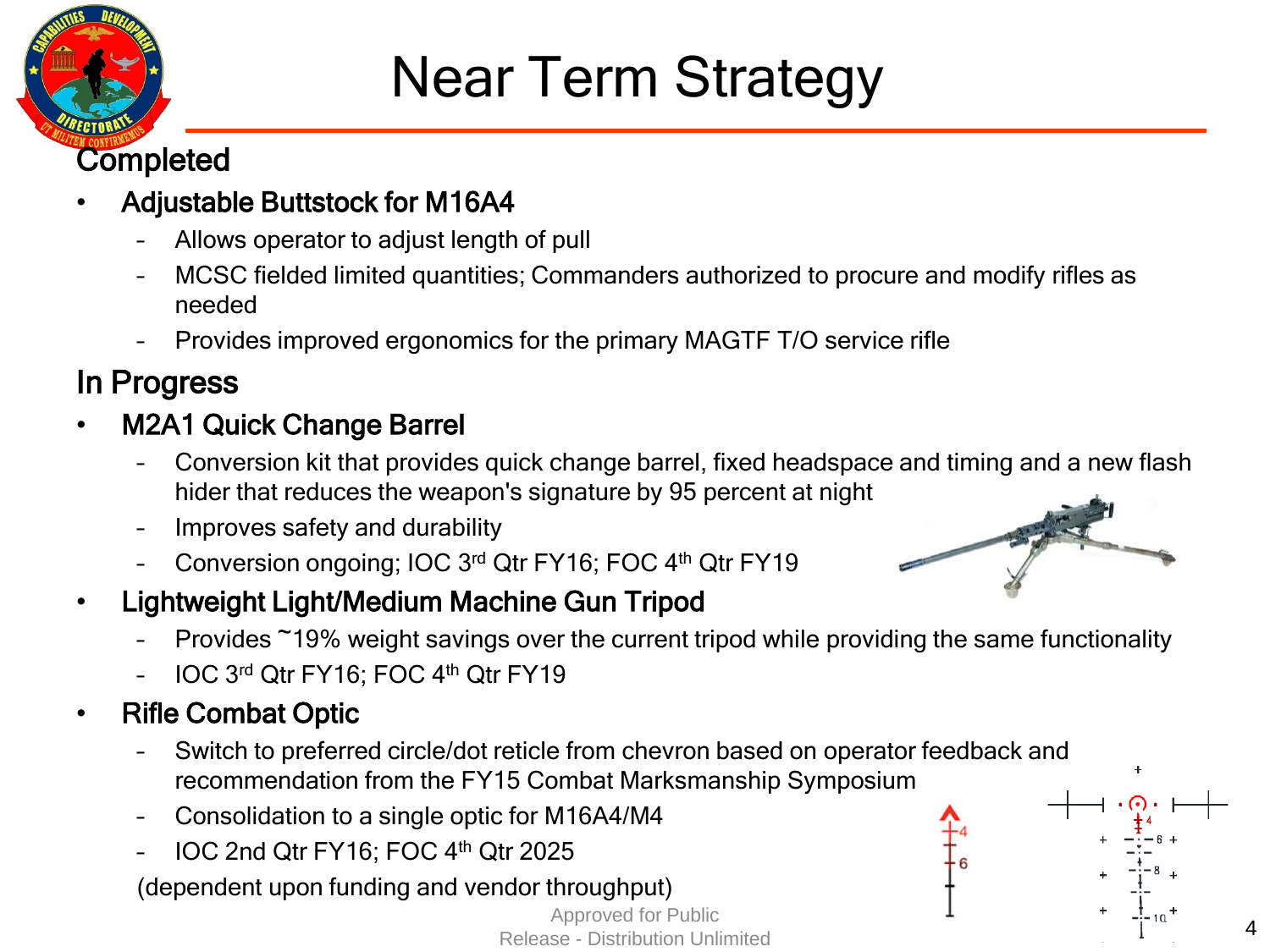# Near Term Strategy

## Completed

- **Adjustable Buttstock for M16A4**
  - Allows operator to adjust length of pull
  - MCSC fielded limited quantities; Commanders authorized to procure and modify rifles as needed
  - Provides improved ergonomics for the primary MAGTF T/O service rifle

## In Progress

- **M2A1 Quick Change Barrel**
  - Conversion kit that provides quick change barrel, fixed headspace and timing and a new flash hider that reduces the weapon's signature by 95 percent at night
  - Improves safety and durability
  - Conversion ongoing; IOC 3rd Qtr FY16; FOC 4th Qtr FY19
- **Lightweight Light/Medium Machine Gun Tripod**
  - Provides ~19% weight savings over the current tripod while providing the same functionality
  - IOC 3rd Qtr FY16; FOC 4th Qtr FY19
- **Rifle Combat Optic**
  - Switch to preferred circle/dot reticle from chevron based on operator feedback and recommendation from the FY15 Combat Marksmanship Symposium
  - Consolidation to a single optic for M16A4/M4
  - IOC 2nd Qtr FY16; FOC 4th Qtr 2025

  (dependent upon funding and vendor throughput)

Approved for Public Release - Distribution Unlimited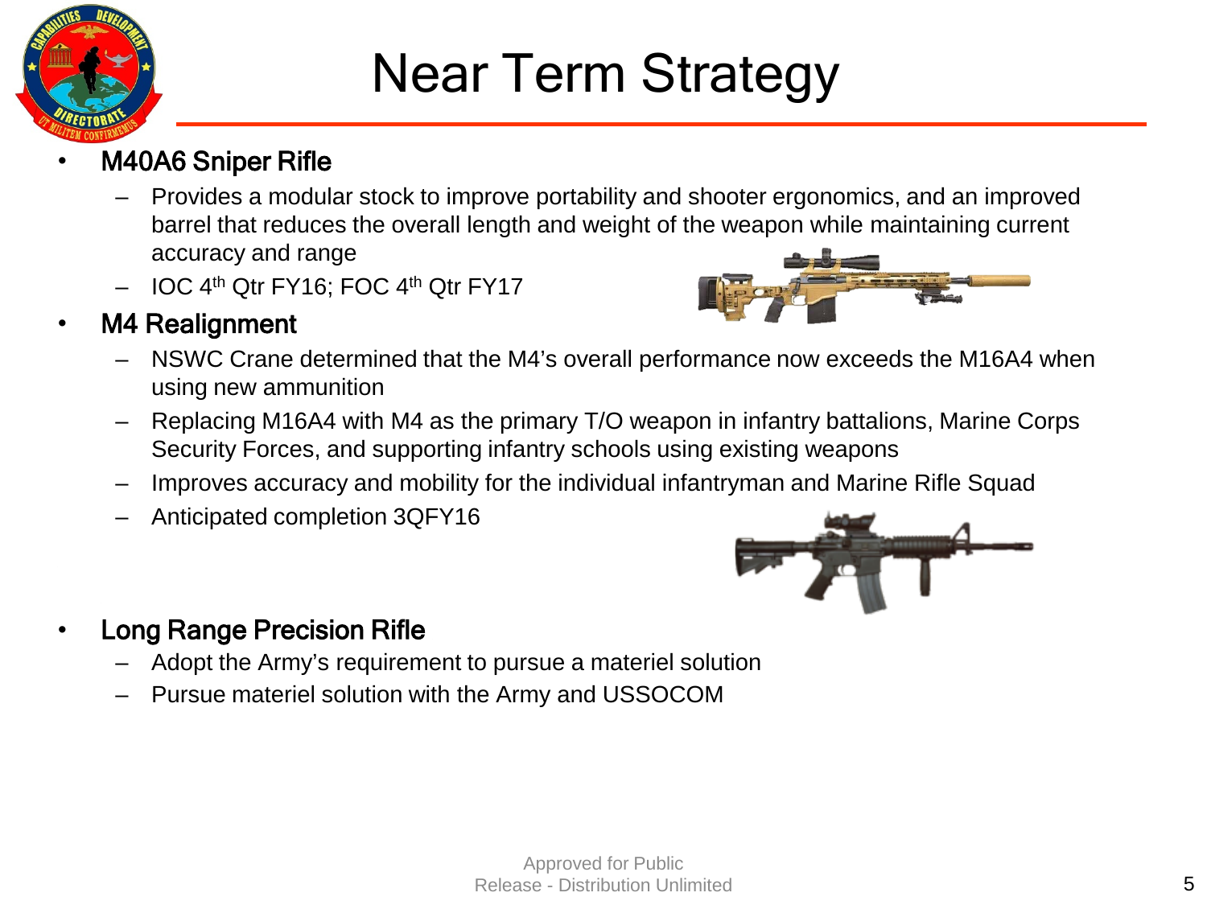# Near Term Strategy

- **M40A6 Sniper Rifle**
  - Provides a modular stock to improve portability and shooter ergonomics, and an improved barrel that reduces the overall length and weight of the weapon while maintaining current accuracy and range
  - IOC 4th Qtr FY16; FOC 4th Qtr FY17
- **M4 Realignment**
  - NSWC Crane determined that the M4's overall performance now exceeds the M16A4 when using new ammunition
  - Replacing M16A4 with M4 as the primary T/O weapon in infantry battalions, Marine Corps Security Forces, and supporting infantry schools using existing weapons
  - Improves accuracy and mobility for the individual infantryman and Marine Rifle Squad
  - Anticipated completion 3QFY16
- **Long Range Precision Rifle**
  - Adopt the Army's requirement to pursue a materiel solution
  - Pursue materiel solution with the Army and USSOCOM

Approved for Public Release - Distribution Unlimited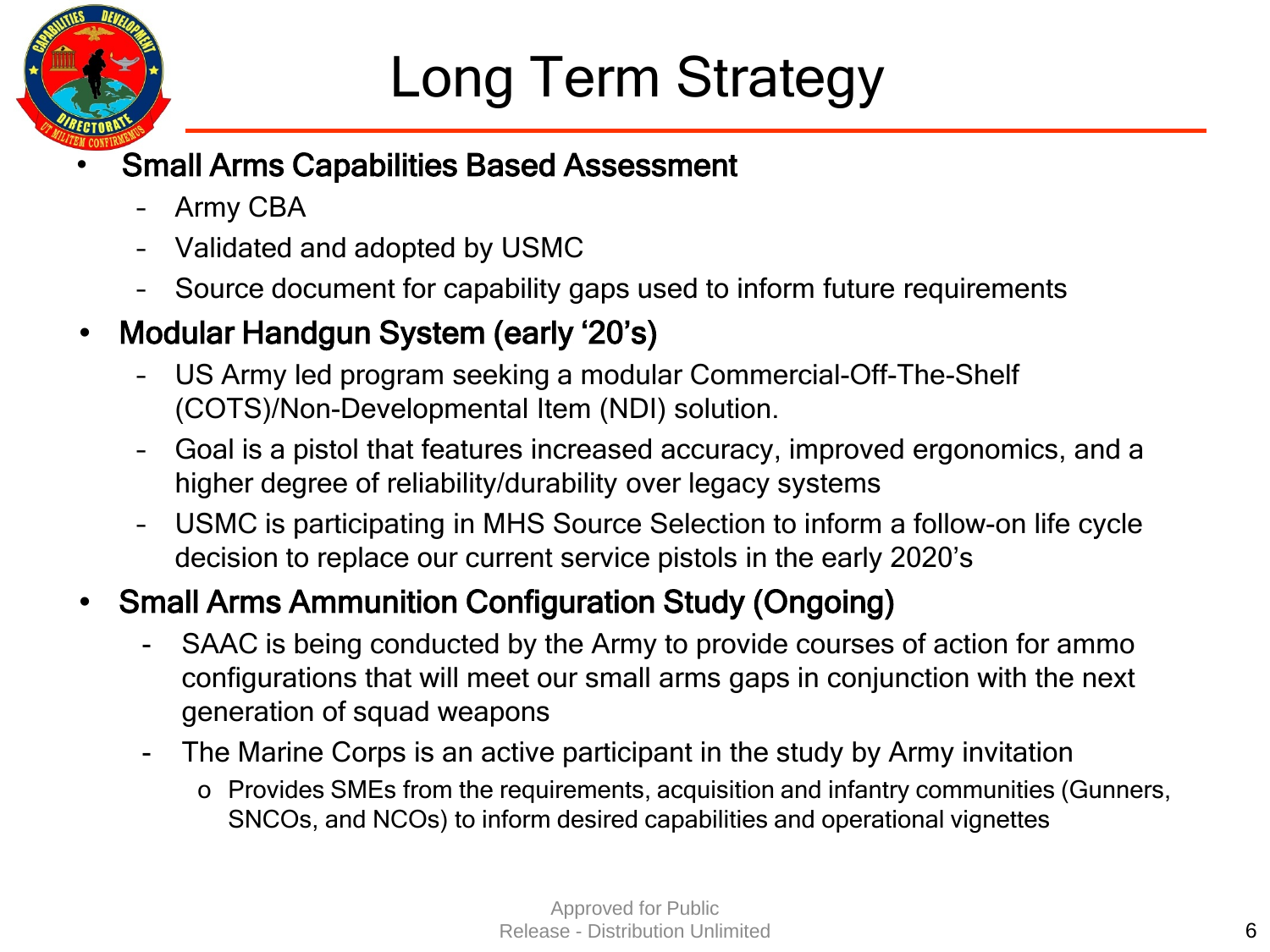# Long Term Strategy

- **Small Arms Capabilities Based Assessment**
  - Army CBA
  - Validated and adopted by USMC
  - Source document for capability gaps used to inform future requirements
- **Modular Handgun System (early '20's)**
  - US Army led program seeking a modular Commercial-Off-The-Shelf (COTS)/Non-Developmental Item (NDI) solution.
  - Goal is a pistol that features increased accuracy, improved ergonomics, and a higher degree of reliability/durability over legacy systems
  - USMC is participating in MHS Source Selection to inform a follow-on life cycle decision to replace our current service pistols in the early 2020's
- **Small Arms Ammunition Configuration Study (Ongoing)**
  - SAAC is being conducted by the Army to provide courses of action for ammo configurations that will meet our small arms gaps in conjunction with the next generation of squad weapons
  - The Marine Corps is an active participant in the study by Army invitation
    - Provides SMEs from the requirements, acquisition and infantry communities (Gunners, SNCOs, and NCOs) to inform desired capabilities and operational vignettes

Approved for Public Release - Distribution Unlimited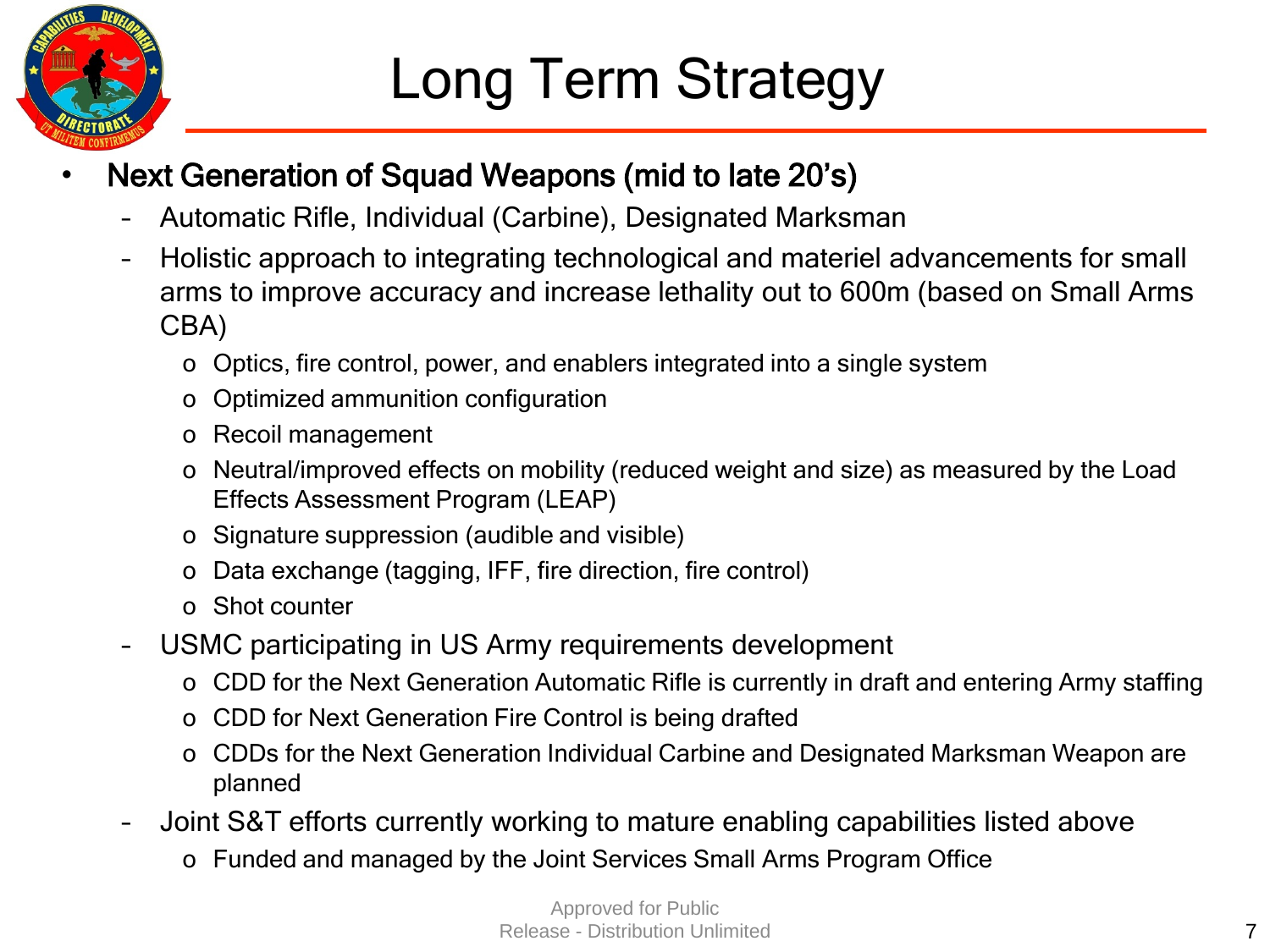# Long Term Strategy

- **Next Generation of Squad Weapons (mid to late 20's)**
  - Automatic Rifle, Individual (Carbine), Designated Marksman
  - Holistic approach to integrating technological and materiel advancements for small arms to improve accuracy and increase lethality out to 600m (based on Small Arms CBA)
    - Optics, fire control, power, and enablers integrated into a single system
    - Optimized ammunition configuration
    - Recoil management
    - Neutral/improved effects on mobility (reduced weight and size) as measured by the Load Effects Assessment Program (LEAP)
    - Signature suppression (audible and visible)
    - Data exchange (tagging, IFF, fire direction, fire control)
    - Shot counter
  - USMC participating in US Army requirements development
    - CDD for the Next Generation Automatic Rifle is currently in draft and entering Army staffing
    - CDD for Next Generation Fire Control is being drafted
    - CDDs for the Next Generation Individual Carbine and Designated Marksman Weapon are planned
  - Joint S&T efforts currently working to mature enabling capabilities listed above
    - Funded and managed by the Joint Services Small Arms Program Office

Approved for Public Release - Distribution Unlimited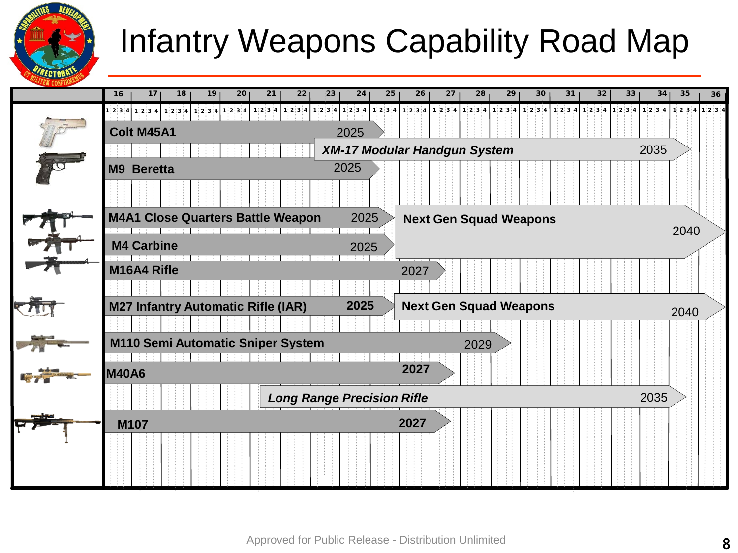# Infantry Weapons Capability Road Map

| Current Weapon | End (FY) | Successor | End (FY) |
|---|---|---|---|
| Colt M45A1 | 2025 | *XM-17 Modular Handgun System* | 2035 |
| M9 Beretta | 2025 | *XM-17 Modular Handgun System* | 2035 |
| M4A1 Close Quarters Battle Weapon | 2025 | Next Gen Squad Weapons | 2040 |
| M4 Carbine | 2025 | Next Gen Squad Weapons | 2040 |
| M16A4 Rifle | 2027 | | |
| M27 Infantry Automatic Rifle (IAR) | **2025** | Next Gen Squad Weapons | 2040 |
| M110 Semi Automatic Sniper System | 2029 | | |
| M40A6 | **2027** | *Long Range Precision Rifle* | 2035 |
| M107 | **2027** | | |

Approved for Public Release - Distribution Unlimited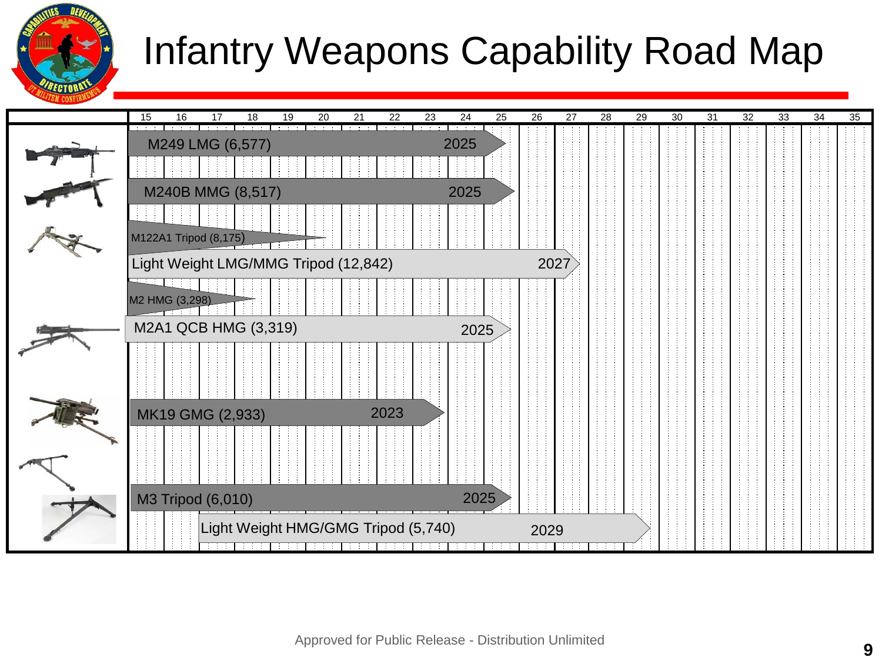# Infantry Weapons Capability Road Map

| Item | Ends |
|---|---|
| M249 LMG (6,577) | 2025 |
| M240B MMG (8,517) | 2025 |
| M122A1 Tripod (8,175) | |
| Light Weight LMG/MMG Tripod (12,842) | 2027 |
| M2 HMG (3,298) | |
| M2A1 QCB HMG (3,319) | 2025 |
| MK19 GMG (2,933) | 2023 |
| M3 Tripod (6,010) | 2025 |
| Light Weight HMG/GMG Tripod (5,740) | 2029 |

Timeline axis: 15 16 17 18 19 20 21 22 23 24 25 26 27 28 29 30 31 32 33 34 35

Approved for Public Release - Distribution Unlimited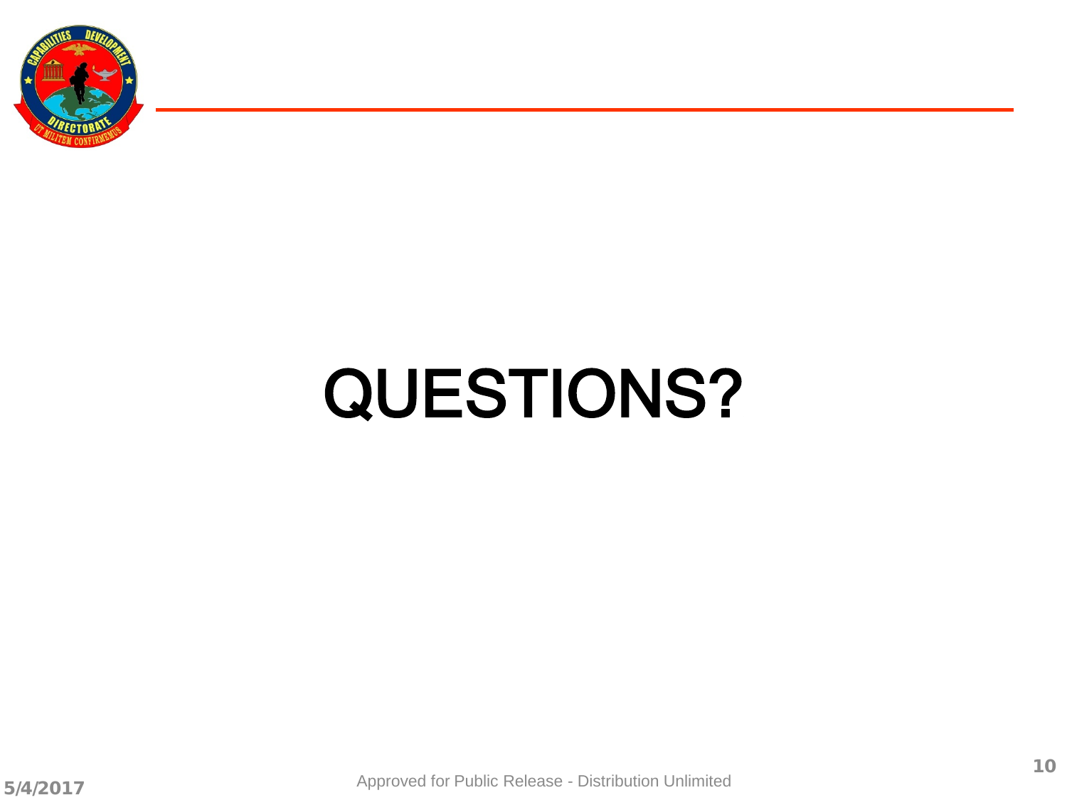# QUESTIONS?

Approved for Public Release - Distribution Unlimited